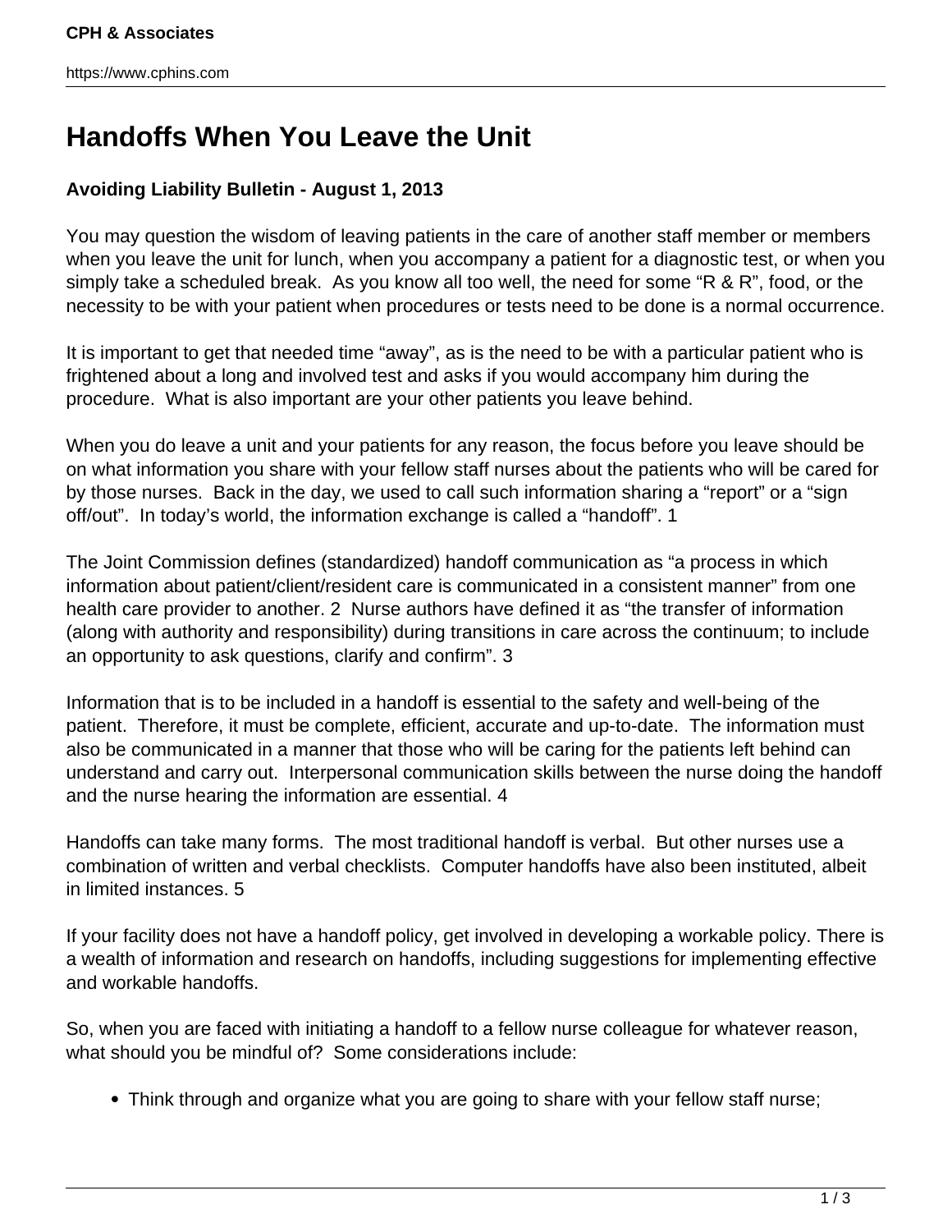# Handoffs When You Leave the Unit

**Avoiding Liability Bulletin - August 1, 2013**

You may question the wisdom of leaving patients in the care of another staff member or members when you leave the unit for lunch, when you accompany a patient for a diagnostic test, or when you simply take a scheduled break. As you know all too well, the need for some "R & R", food, or the necessity to be with your patient when procedures or tests need to be done is a normal occurrence.

It is important to get that needed time "away", as is the need to be with a particular patient who is frightened about a long and involved test and asks if you would accompany him during the procedure. What is also important are your other patients you leave behind.

When you do leave a unit and your patients for any reason, the focus before you leave should be on what information you share with your fellow staff nurses about the patients who will be cared for by those nurses. Back in the day, we used to call such information sharing a "report" or a "sign off/out". In today's world, the information exchange is called a "handoff". 1

The Joint Commission defines (standardized) handoff communication as "a process in which information about patient/client/resident care is communicated in a consistent manner" from one health care provider to another. 2 Nurse authors have defined it as "the transfer of information (along with authority and responsibility) during transitions in care across the continuum; to include an opportunity to ask questions, clarify and confirm". 3

Information that is to be included in a handoff is essential to the safety and well-being of the patient. Therefore, it must be complete, efficient, accurate and up-to-date. The information must also be communicated in a manner that those who will be caring for the patients left behind can understand and carry out. Interpersonal communication skills between the nurse doing the handoff and the nurse hearing the information are essential. 4

Handoffs can take many forms. The most traditional handoff is verbal. But other nurses use a combination of written and verbal checklists. Computer handoffs have also been instituted, albeit in limited instances. 5

If your facility does not have a handoff policy, get involved in developing a workable policy. There is a wealth of information and research on handoffs, including suggestions for implementing effective and workable handoffs.

So, when you are faced with initiating a handoff to a fellow nurse colleague for whatever reason, what should you be mindful of? Some considerations include:

- Think through and organize what you are going to share with your fellow staff nurse;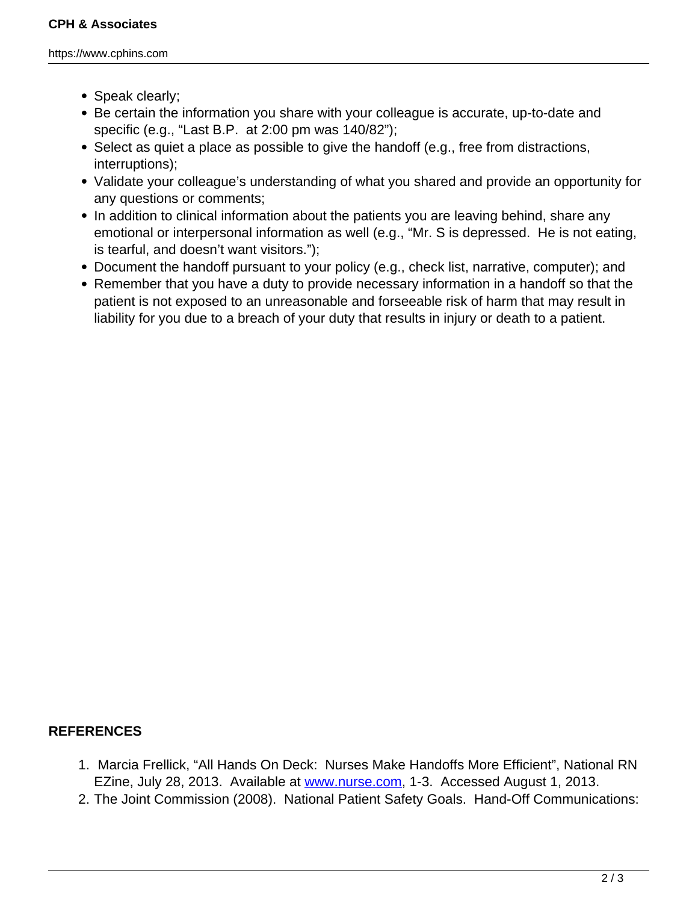- Speak clearly;
- Be certain the information you share with your colleague is accurate, up-to-date and specific (e.g., "Last B.P.  at 2:00 pm was 140/82");
- Select as quiet a place as possible to give the handoff (e.g., free from distractions, interruptions);
- Validate your colleague's understanding of what you shared and provide an opportunity for any questions or comments;
- In addition to clinical information about the patients you are leaving behind, share any emotional or interpersonal information as well (e.g., "Mr. S is depressed.  He is not eating, is tearful, and doesn't want visitors.");
- Document the handoff pursuant to your policy (e.g., check list, narrative, computer); and
- Remember that you have a duty to provide necessary information in a handoff so that the patient is not exposed to an unreasonable and forseeable risk of harm that may result in liability for you due to a breach of your duty that results in injury or death to a patient.

**REFERENCES**

1. Marcia Frellick, "All Hands On Deck:  Nurses Make Handoffs More Efficient", National RN EZine, July 28, 2013.  Available at www.nurse.com, 1-3.  Accessed August 1, 2013.
2. The Joint Commission (2008).  National Patient Safety Goals.  Hand-Off Communications: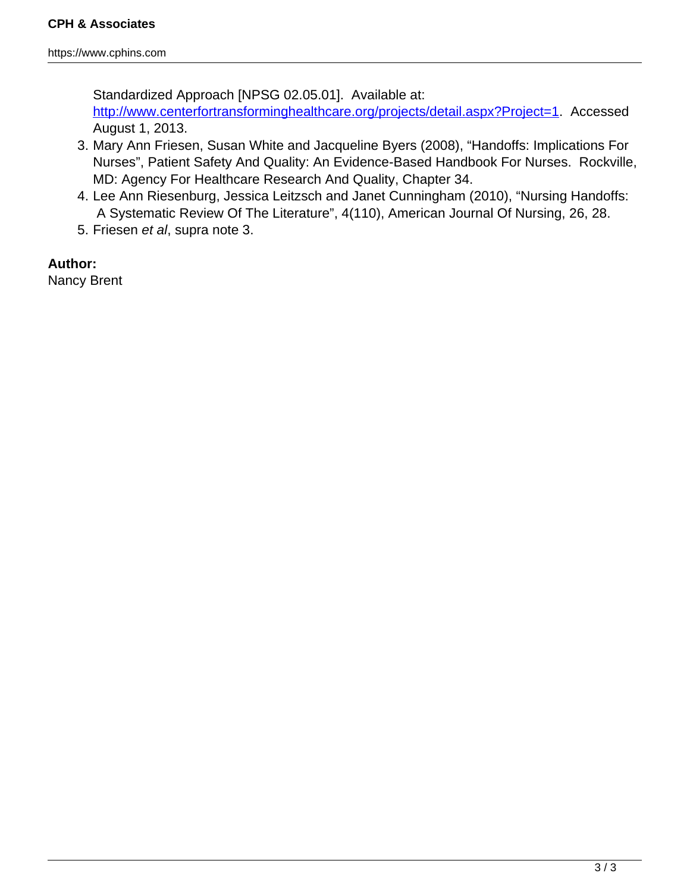Standardized Approach [NPSG 02.05.01]. Available at: [http://www.centerfortransforminghealthcare.org/projects/detail.aspx?Project=1](http://www.centerfortransforminghealthcare.org/projects/detail.aspx?Project=1). Accessed August 1, 2013.

3. Mary Ann Friesen, Susan White and Jacqueline Byers (2008), "Handoffs: Implications For Nurses", Patient Safety And Quality: An Evidence-Based Handbook For Nurses. Rockville, MD: Agency For Healthcare Research And Quality, Chapter 34.
4. Lee Ann Riesenburg, Jessica Leitzsch and Janet Cunningham (2010), "Nursing Handoffs: A Systematic Review Of The Literature", 4(110), American Journal Of Nursing, 26, 28.
5. Friesen *et al*, supra note 3.

**Author:**
Nancy Brent